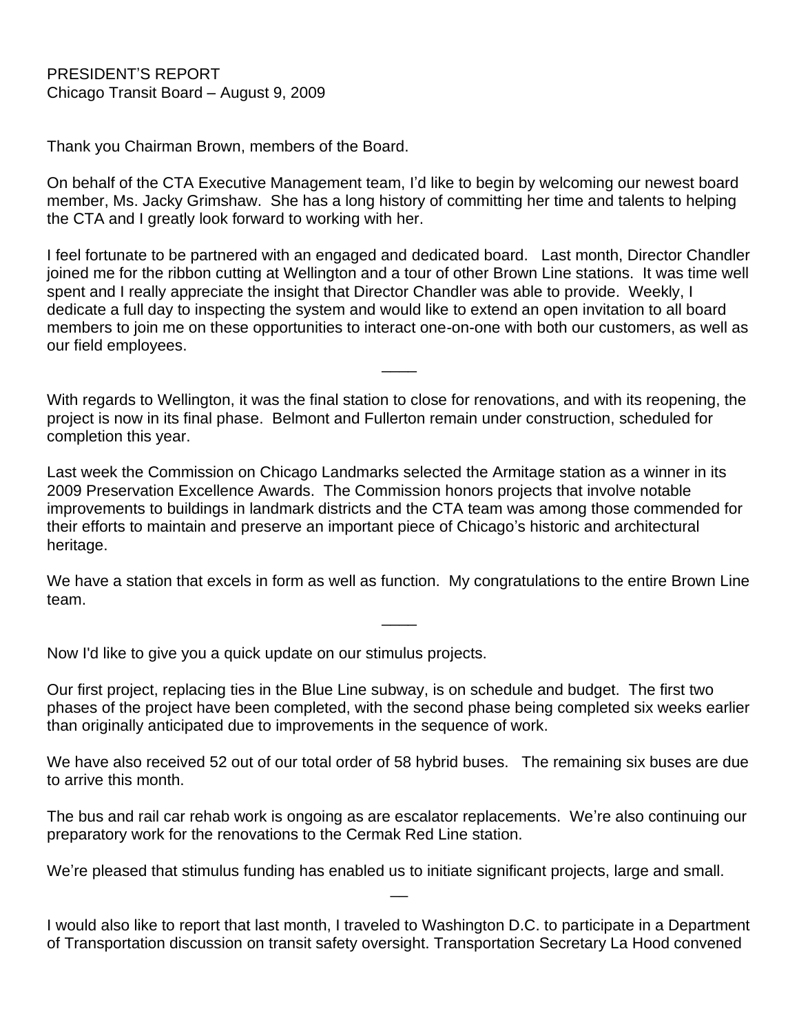PRESIDENT'S REPORT
Chicago Transit Board – August 9, 2009

Thank you Chairman Brown, members of the Board.

On behalf of the CTA Executive Management team, I'd like to begin by welcoming our newest board member, Ms. Jacky Grimshaw. She has a long history of committing her time and talents to helping the CTA and I greatly look forward to working with her.

I feel fortunate to be partnered with an engaged and dedicated board. Last month, Director Chandler joined me for the ribbon cutting at Wellington and a tour of other Brown Line stations. It was time well spent and I really appreciate the insight that Director Chandler was able to provide. Weekly, I dedicate a full day to inspecting the system and would like to extend an open invitation to all board members to join me on these opportunities to interact one-on-one with both our customers, as well as our field employees.

____

With regards to Wellington, it was the final station to close for renovations, and with its reopening, the project is now in its final phase. Belmont and Fullerton remain under construction, scheduled for completion this year.

Last week the Commission on Chicago Landmarks selected the Armitage station as a winner in its 2009 Preservation Excellence Awards. The Commission honors projects that involve notable improvements to buildings in landmark districts and the CTA team was among those commended for their efforts to maintain and preserve an important piece of Chicago's historic and architectural heritage.

We have a station that excels in form as well as function. My congratulations to the entire Brown Line team.

____

Now I'd like to give you a quick update on our stimulus projects.

Our first project, replacing ties in the Blue Line subway, is on schedule and budget. The first two phases of the project have been completed, with the second phase being completed six weeks earlier than originally anticipated due to improvements in the sequence of work.

We have also received 52 out of our total order of 58 hybrid buses. The remaining six buses are due to arrive this month.

The bus and rail car rehab work is ongoing as are escalator replacements. We're also continuing our preparatory work for the renovations to the Cermak Red Line station.

We're pleased that stimulus funding has enabled us to initiate significant projects, large and small.

__

I would also like to report that last month, I traveled to Washington D.C. to participate in a Department of Transportation discussion on transit safety oversight. Transportation Secretary La Hood convened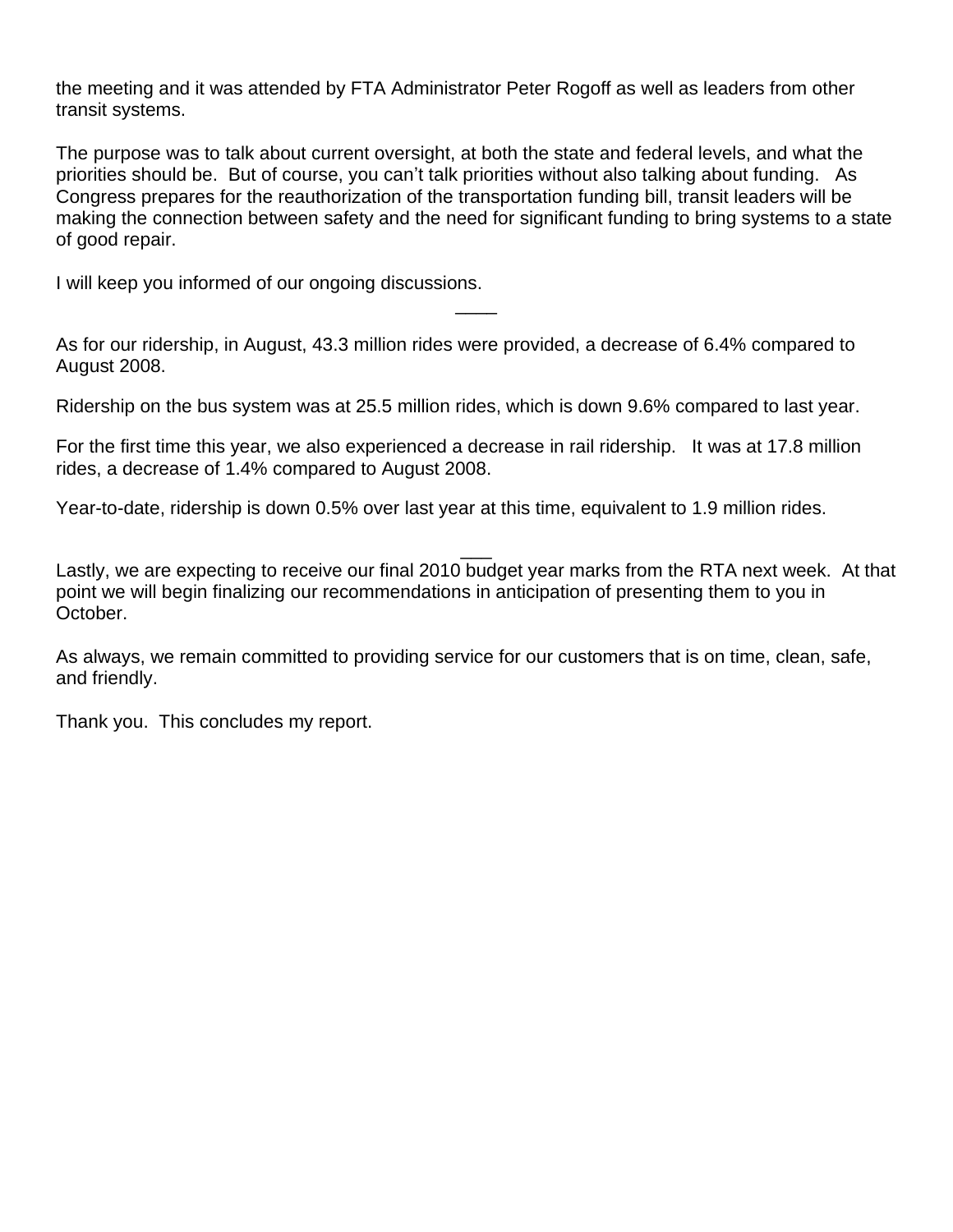the meeting and it was attended by FTA Administrator Peter Rogoff as well as leaders from other transit systems.

The purpose was to talk about current oversight, at both the state and federal levels, and what the priorities should be. But of course, you can't talk priorities without also talking about funding. As Congress prepares for the reauthorization of the transportation funding bill, transit leaders will be making the connection between safety and the need for significant funding to bring systems to a state of good repair.

I will keep you informed of our ongoing discussions.

____

As for our ridership, in August, 43.3 million rides were provided, a decrease of 6.4% compared to August 2008.

Ridership on the bus system was at 25.5 million rides, which is down 9.6% compared to last year.

For the first time this year, we also experienced a decrease in rail ridership. It was at 17.8 million rides, a decrease of 1.4% compared to August 2008.

Year-to-date, ridership is down 0.5% over last year at this time, equivalent to 1.9 million rides.

___

Lastly, we are expecting to receive our final 2010 budget year marks from the RTA next week. At that point we will begin finalizing our recommendations in anticipation of presenting them to you in October.

As always, we remain committed to providing service for our customers that is on time, clean, safe, and friendly.

Thank you. This concludes my report.